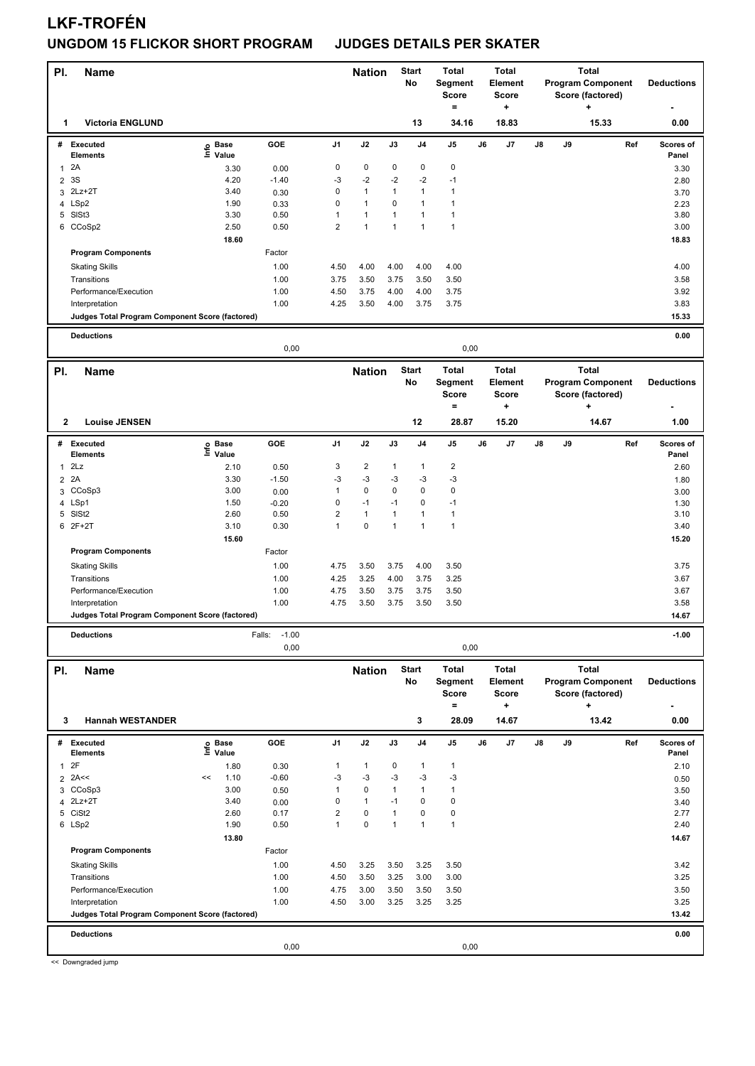# LKF-TROFÉN

## UNGDOM 15 FLICKOR SHORT PROGRAM JUDGES DETAILS PER SKATER

| Pl. | Name | Nation | Start No | Total Segment Score = | Total Element Score + | Total Program Component Score (factored) + | Deductions - |
|---|---|---|---|---|---|---|---|
| 1 | Victoria ENGLUND | | 13 | 34.16 | 18.83 | 15.33 | 0.00 |

| # | Executed Elements | Info | Base Value | GOE | J1 | J2 | J3 | J4 | J5 | J6 | J7 | J8 | J9 | Ref | Scores of Panel |
|---|---|---|---|---|---|---|---|---|---|---|---|---|---|---|---|
| 1 | 2A | | 3.30 | 0.00 | 0 | 0 | 0 | 0 | 0 | | | | | | 3.30 |
| 2 | 3S | | 4.20 | -1.40 | -3 | -2 | -2 | -2 | -1 | | | | | | 2.80 |
| 3 | 2Lz+2T | | 3.40 | 0.30 | 0 | 1 | 1 | 1 | 1 | | | | | | 3.70 |
| 4 | LSp2 | | 1.90 | 0.33 | 0 | 1 | 0 | 1 | 1 | | | | | | 2.23 |
| 5 | SlSt3 | | 3.30 | 0.50 | 1 | 1 | 1 | 1 | 1 | | | | | | 3.80 |
| 6 | CCoSp2 | | 2.50 | 0.50 | 2 | 1 | 1 | 1 | 1 | | | | | | 3.00 |
| | | | 18.60 | | | | | | | | | | | | 18.83 |
| | **Program Components** | | | Factor | | | | | | | | | | | |
| | Skating Skills | | | 1.00 | 4.50 | 4.00 | 4.00 | 4.00 | 4.00 | | | | | | 4.00 |
| | Transitions | | | 1.00 | 3.75 | 3.50 | 3.75 | 3.50 | 3.50 | | | | | | 3.58 |
| | Performance/Execution | | | 1.00 | 4.50 | 3.75 | 4.00 | 4.00 | 3.75 | | | | | | 3.92 |
| | Interpretation | | | 1.00 | 4.25 | 3.50 | 4.00 | 3.75 | 3.75 | | | | | | 3.83 |
| | **Judges Total Program Component Score (factored)** | | | | | | | | | | | | | | 15.33 |
| | **Deductions** | | | | | | | | | | | | | | 0.00 |
| | | | | 0,00 | | | | | 0,00 | | | | | | |

| Pl. | Name | Nation | Start No | Total Segment Score = | Total Element Score + | Total Program Component Score (factored) + | Deductions - |
|---|---|---|---|---|---|---|---|
| 2 | Louise JENSEN | | 12 | 28.87 | 15.20 | 14.67 | 1.00 |

| # | Executed Elements | Info | Base Value | GOE | J1 | J2 | J3 | J4 | J5 | J6 | J7 | J8 | J9 | Ref | Scores of Panel |
|---|---|---|---|---|---|---|---|---|---|---|---|---|---|---|---|
| 1 | 2Lz | | 2.10 | 0.50 | 3 | 2 | 1 | 1 | 2 | | | | | | 2.60 |
| 2 | 2A | | 3.30 | -1.50 | -3 | -3 | -3 | -3 | -3 | | | | | | 1.80 |
| 3 | CCoSp3 | | 3.00 | 0.00 | 1 | 0 | 0 | 0 | 0 | | | | | | 3.00 |
| 4 | LSp1 | | 1.50 | -0.20 | 0 | -1 | -1 | 0 | -1 | | | | | | 1.30 |
| 5 | SlSt2 | | 2.60 | 0.50 | 2 | 1 | 1 | 1 | 1 | | | | | | 3.10 |
| 6 | 2F+2T | | 3.10 | 0.30 | 1 | 0 | 1 | 1 | 1 | | | | | | 3.40 |
| | | | 15.60 | | | | | | | | | | | | 15.20 |
| | **Program Components** | | | Factor | | | | | | | | | | | |
| | Skating Skills | | | 1.00 | 4.75 | 3.50 | 3.75 | 4.00 | 3.50 | | | | | | 3.75 |
| | Transitions | | | 1.00 | 4.25 | 3.25 | 4.00 | 3.75 | 3.25 | | | | | | 3.67 |
| | Performance/Execution | | | 1.00 | 4.75 | 3.50 | 3.75 | 3.75 | 3.50 | | | | | | 3.67 |
| | Interpretation | | | 1.00 | 4.75 | 3.50 | 3.75 | 3.50 | 3.50 | | | | | | 3.58 |
| | **Judges Total Program Component Score (factored)** | | | | | | | | | | | | | | 14.67 |
| | **Deductions** | | Falls: | -1.00 | | | | | | | | | | | -1.00 |
| | | | | 0,00 | | | | | 0,00 | | | | | | |

| Pl. | Name | Nation | Start No | Total Segment Score = | Total Element Score + | Total Program Component Score (factored) + | Deductions - |
|---|---|---|---|---|---|---|---|
| 3 | Hannah WESTANDER | | 3 | 28.09 | 14.67 | 13.42 | 0.00 |

| # | Executed Elements | Info | Base Value | GOE | J1 | J2 | J3 | J4 | J5 | J6 | J7 | J8 | J9 | Ref | Scores of Panel |
|---|---|---|---|---|---|---|---|---|---|---|---|---|---|---|---|
| 1 | 2F | | 1.80 | 0.30 | 1 | 1 | 0 | 1 | 1 | | | | | | 2.10 |
| 2 | 2A<< | << | 1.10 | -0.60 | -3 | -3 | -3 | -3 | -3 | | | | | | 0.50 |
| 3 | CCoSp3 | | 3.00 | 0.50 | 1 | 0 | 1 | 1 | 1 | | | | | | 3.50 |
| 4 | 2Lz+2T | | 3.40 | 0.00 | 0 | 1 | -1 | 0 | 0 | | | | | | 3.40 |
| 5 | CiSt2 | | 2.60 | 0.17 | 2 | 0 | 1 | 0 | 0 | | | | | | 2.77 |
| 6 | LSp2 | | 1.90 | 0.50 | 1 | 0 | 1 | 1 | 1 | | | | | | 2.40 |
| | | | 13.80 | | | | | | | | | | | | 14.67 |
| | **Program Components** | | | Factor | | | | | | | | | | | |
| | Skating Skills | | | 1.00 | 4.50 | 3.25 | 3.50 | 3.25 | 3.50 | | | | | | 3.42 |
| | Transitions | | | 1.00 | 4.50 | 3.50 | 3.25 | 3.00 | 3.00 | | | | | | 3.25 |
| | Performance/Execution | | | 1.00 | 4.75 | 3.00 | 3.50 | 3.50 | 3.50 | | | | | | 3.50 |
| | Interpretation | | | 1.00 | 4.50 | 3.00 | 3.25 | 3.25 | 3.25 | | | | | | 3.25 |
| | **Judges Total Program Component Score (factored)** | | | | | | | | | | | | | | 13.42 |
| | **Deductions** | | | | | | | | | | | | | | 0.00 |
| | | | | 0,00 | | | | | 0,00 | | | | | | |

<< Downgraded jump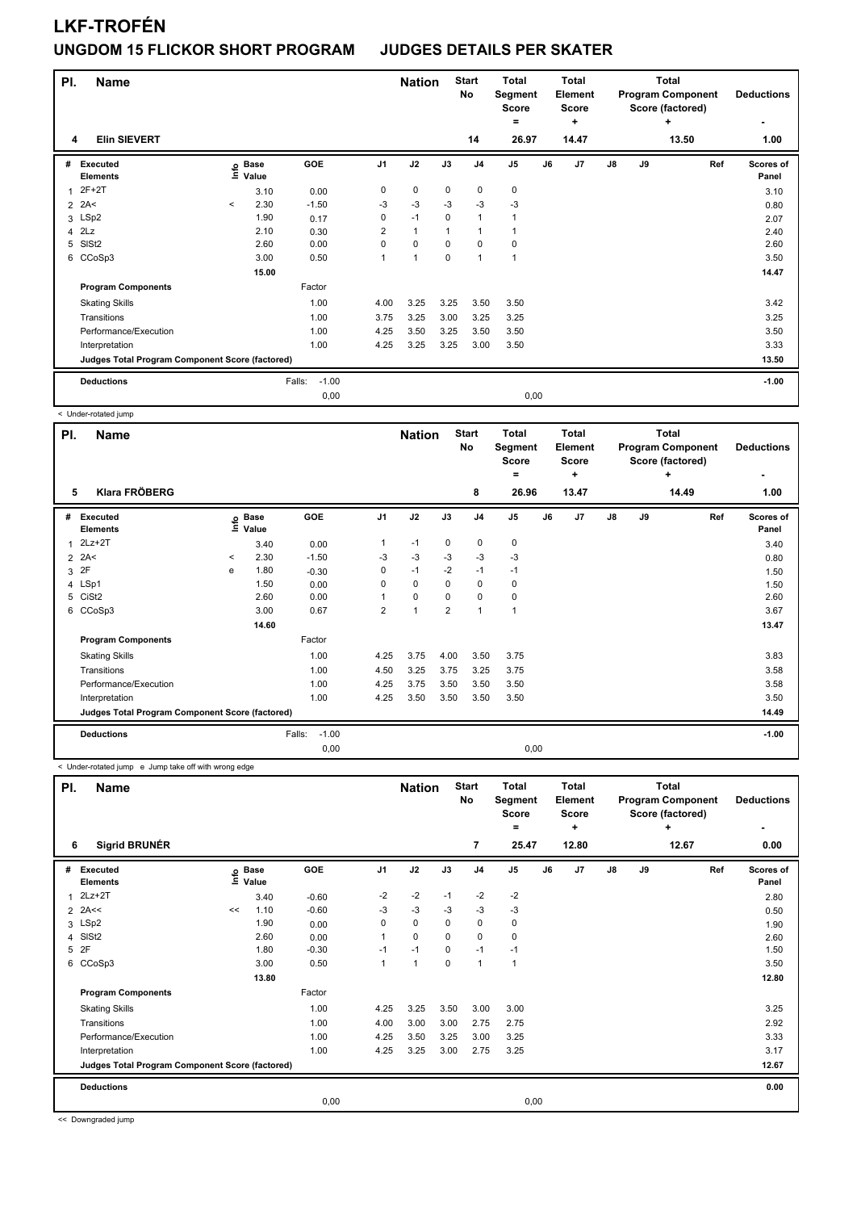# LKF-TROFÉN

## UNGDOM 15 FLICKOR SHORT PROGRAM JUDGES DETAILS PER SKATER

| Pl. | Name | Nation | Start No | Total Segment Score = | Total Element Score + | Total Program Component Score (factored) + | Deductions - |
|---|---|---|---|---|---|---|---|
| 4 | Elin SIEVERT | | 14 | 26.97 | 14.47 | 13.50 | 1.00 |

| # | Executed Elements | Info | Base Value | GOE | J1 | J2 | J3 | J4 | J5 | J6 | J7 | J8 | J9 | Ref | Scores of Panel |
|---|---|---|---|---|---|---|---|---|---|---|---|---|---|---|---|
| 1 | 2F+2T | | 3.10 | 0.00 | 0 | 0 | 0 | 0 | 0 | | | | | | 3.10 |
| 2 | 2A< | < | 2.30 | -1.50 | -3 | -3 | -3 | -3 | -3 | | | | | | 0.80 |
| 3 | LSp2 | | 1.90 | 0.17 | 0 | -1 | 0 | 1 | 1 | | | | | | 2.07 |
| 4 | 2Lz | | 2.10 | 0.30 | 2 | 1 | 1 | 1 | 1 | | | | | | 2.40 |
| 5 | SlSt2 | | 2.60 | 0.00 | 0 | 0 | 0 | 0 | 0 | | | | | | 2.60 |
| 6 | CCoSp3 | | 3.00 | 0.50 | 1 | 1 | 0 | 1 | 1 | | | | | | 3.50 |
| | | | 15.00 | | | | | | | | | | | | 14.47 |
| | **Program Components** | | | Factor | | | | | | | | | | | |
| | Skating Skills | | | 1.00 | 4.00 | 3.25 | 3.25 | 3.50 | 3.50 | | | | | | 3.42 |
| | Transitions | | | 1.00 | 3.75 | 3.25 | 3.00 | 3.25 | 3.25 | | | | | | 3.25 |
| | Performance/Execution | | | 1.00 | 4.25 | 3.50 | 3.25 | 3.50 | 3.50 | | | | | | 3.50 |
| | Interpretation | | | 1.00 | 4.25 | 3.25 | 3.25 | 3.00 | 3.50 | | | | | | 3.33 |
| | **Judges Total Program Component Score (factored)** | | | | | | | | | | | | | | 13.50 |
| | **Deductions** | | Falls: | -1.00 | | | | | | | | | | | -1.00 |
| | | | | 0,00 | | | | | 0,00 | | | | | | |

< Under-rotated jump

| Pl. | Name | Nation | Start No | Total Segment Score = | Total Element Score + | Total Program Component Score (factored) + | Deductions - |
|---|---|---|---|---|---|---|---|
| 5 | Klara FRÖBERG | | 8 | 26.96 | 13.47 | 14.49 | 1.00 |

| # | Executed Elements | Info | Base Value | GOE | J1 | J2 | J3 | J4 | J5 | J6 | J7 | J8 | J9 | Ref | Scores of Panel |
|---|---|---|---|---|---|---|---|---|---|---|---|---|---|---|---|
| 1 | 2Lz+2T | | 3.40 | 0.00 | 1 | -1 | 0 | 0 | 0 | | | | | | 3.40 |
| 2 | 2A< | < | 2.30 | -1.50 | -3 | -3 | -3 | -3 | -3 | | | | | | 0.80 |
| 3 | 2F | e | 1.80 | -0.30 | 0 | -1 | -2 | -1 | -1 | | | | | | 1.50 |
| 4 | LSp1 | | 1.50 | 0.00 | 0 | 0 | 0 | 0 | 0 | | | | | | 1.50 |
| 5 | CiSt2 | | 2.60 | 0.00 | 1 | 0 | 0 | 0 | 0 | | | | | | 2.60 |
| 6 | CCoSp3 | | 3.00 | 0.67 | 2 | 1 | 2 | 1 | 1 | | | | | | 3.67 |
| | | | 14.60 | | | | | | | | | | | | 13.47 |
| | **Program Components** | | | Factor | | | | | | | | | | | |
| | Skating Skills | | | 1.00 | 4.25 | 3.75 | 4.00 | 3.50 | 3.75 | | | | | | 3.83 |
| | Transitions | | | 1.00 | 4.50 | 3.25 | 3.75 | 3.25 | 3.75 | | | | | | 3.58 |
| | Performance/Execution | | | 1.00 | 4.25 | 3.75 | 3.50 | 3.50 | 3.50 | | | | | | 3.58 |
| | Interpretation | | | 1.00 | 4.25 | 3.50 | 3.50 | 3.50 | 3.50 | | | | | | 3.50 |
| | **Judges Total Program Component Score (factored)** | | | | | | | | | | | | | | 14.49 |
| | **Deductions** | | Falls: | -1.00 | | | | | | | | | | | -1.00 |
| | | | | 0,00 | | | | | 0,00 | | | | | | |

< Under-rotated jump e Jump take off with wrong edge

| Pl. | Name | Nation | Start No | Total Segment Score = | Total Element Score + | Total Program Component Score (factored) + | Deductions - |
|---|---|---|---|---|---|---|---|
| 6 | Sigrid BRUNÉR | | 7 | 25.47 | 12.80 | 12.67 | 0.00 |

| # | Executed Elements | Info | Base Value | GOE | J1 | J2 | J3 | J4 | J5 | J6 | J7 | J8 | J9 | Ref | Scores of Panel |
|---|---|---|---|---|---|---|---|---|---|---|---|---|---|---|---|
| 1 | 2Lz+2T | | 3.40 | -0.60 | -2 | -2 | -1 | -2 | -2 | | | | | | 2.80 |
| 2 | 2A<< | << | 1.10 | -0.60 | -3 | -3 | -3 | -3 | -3 | | | | | | 0.50 |
| 3 | LSp2 | | 1.90 | 0.00 | 0 | 0 | 0 | 0 | 0 | | | | | | 1.90 |
| 4 | SlSt2 | | 2.60 | 0.00 | 1 | 0 | 0 | 0 | 0 | | | | | | 2.60 |
| 5 | 2F | | 1.80 | -0.30 | -1 | -1 | 0 | -1 | -1 | | | | | | 1.50 |
| 6 | CCoSp3 | | 3.00 | 0.50 | 1 | 1 | 0 | 1 | 1 | | | | | | 3.50 |
| | | | 13.80 | | | | | | | | | | | | 12.80 |
| | **Program Components** | | | Factor | | | | | | | | | | | |
| | Skating Skills | | | 1.00 | 4.25 | 3.25 | 3.50 | 3.00 | 3.00 | | | | | | 3.25 |
| | Transitions | | | 1.00 | 4.00 | 3.00 | 3.00 | 2.75 | 2.75 | | | | | | 2.92 |
| | Performance/Execution | | | 1.00 | 4.25 | 3.50 | 3.25 | 3.00 | 3.25 | | | | | | 3.33 |
| | Interpretation | | | 1.00 | 4.25 | 3.25 | 3.00 | 2.75 | 3.25 | | | | | | 3.17 |
| | **Judges Total Program Component Score (factored)** | | | | | | | | | | | | | | 12.67 |
| | **Deductions** | | | | | | | | | | | | | | 0.00 |
| | | | | 0,00 | | | | | 0,00 | | | | | | |

<< Downgraded jump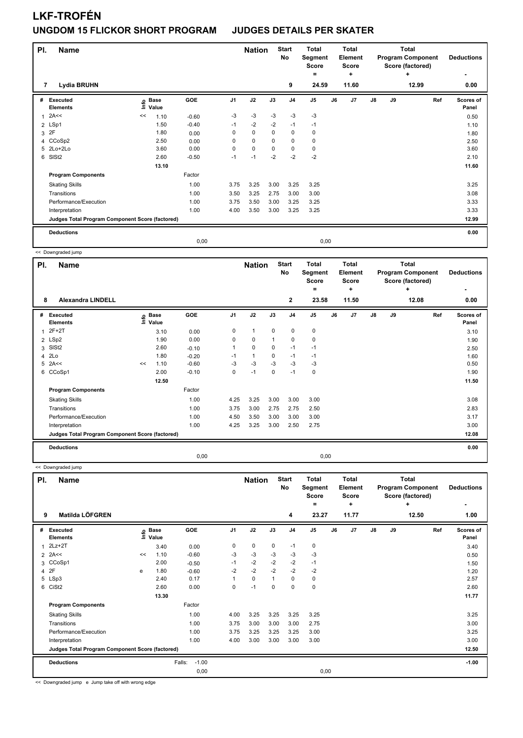# LKF-TROFÉN

## UNGDOM 15 FLICKOR SHORT PROGRAM JUDGES DETAILS PER SKATER

| Pl. | Name | Nation | Start No | Total Segment Score = | Total Element Score + | Total Program Component Score (factored) + | Deductions - |
|---|---|---|---|---|---|---|---|
| 7 | Lydia BRUHN | | 9 | 24.59 | 11.60 | 12.99 | 0.00 |

| # | Executed Elements | Info | Base Value | GOE | J1 | J2 | J3 | J4 | J5 | J6 | J7 | J8 | J9 | Ref | Scores of Panel |
|---|---|---|---|---|---|---|---|---|---|---|---|---|---|---|---|
| 1 | 2A<< | << | 1.10 | -0.60 | -3 | -3 | -3 | -3 | -3 | | | | | | 0.50 |
| 2 | LSp1 | | 1.50 | -0.40 | -1 | -2 | -2 | -1 | -1 | | | | | | 1.10 |
| 3 | 2F | | 1.80 | 0.00 | 0 | 0 | 0 | 0 | 0 | | | | | | 1.80 |
| 4 | CCoSp2 | | 2.50 | 0.00 | 0 | 0 | 0 | 0 | 0 | | | | | | 2.50 |
| 5 | 2Lo+2Lo | | 3.60 | 0.00 | 0 | 0 | 0 | 0 | 0 | | | | | | 3.60 |
| 6 | SlSt2 | | 2.60 | -0.50 | -1 | -1 | -2 | -2 | -2 | | | | | | 2.10 |
| | | | 13.10 | | | | | | | | | | | | 11.60 |

| Program Components | Factor | J1 | J2 | J3 | J4 | J5 | Scores of Panel |
|---|---|---|---|---|---|---|---|
| Skating Skills | 1.00 | 3.75 | 3.25 | 3.00 | 3.25 | 3.25 | 3.25 |
| Transitions | 1.00 | 3.50 | 3.25 | 2.75 | 3.00 | 3.00 | 3.08 |
| Performance/Execution | 1.00 | 3.75 | 3.50 | 3.00 | 3.25 | 3.25 | 3.33 |
| Interpretation | 1.00 | 4.00 | 3.50 | 3.00 | 3.25 | 3.25 | 3.33 |
| Judges Total Program Component Score (factored) | | | | | | | 12.99 |

| Deductions | | | 0.00 |
|---|---|---|---|
| | 0,00 | 0,00 | |

<< Downgraded jump

| Pl. | Name | Nation | Start No | Total Segment Score = | Total Element Score + | Total Program Component Score (factored) + | Deductions - |
|---|---|---|---|---|---|---|---|
| 8 | Alexandra LINDELL | | 2 | 23.58 | 11.50 | 12.08 | 0.00 |

| # | Executed Elements | Info | Base Value | GOE | J1 | J2 | J3 | J4 | J5 | J6 | J7 | J8 | J9 | Ref | Scores of Panel |
|---|---|---|---|---|---|---|---|---|---|---|---|---|---|---|---|
| 1 | 2F+2T | | 3.10 | 0.00 | 0 | 1 | 0 | 0 | 0 | | | | | | 3.10 |
| 2 | LSp2 | | 1.90 | 0.00 | 0 | 0 | 1 | 0 | 0 | | | | | | 1.90 |
| 3 | SlSt2 | | 2.60 | -0.10 | 1 | 0 | 0 | -1 | -1 | | | | | | 2.50 |
| 4 | 2Lo | | 1.80 | -0.20 | -1 | 1 | 0 | -1 | -1 | | | | | | 1.60 |
| 5 | 2A<< | << | 1.10 | -0.60 | -3 | -3 | -3 | -3 | -3 | | | | | | 0.50 |
| 6 | CCoSp1 | | 2.00 | -0.10 | 0 | -1 | 0 | -1 | 0 | | | | | | 1.90 |
| | | | 12.50 | | | | | | | | | | | | 11.50 |

| Program Components | Factor | J1 | J2 | J3 | J4 | J5 | Scores of Panel |
|---|---|---|---|---|---|---|---|
| Skating Skills | 1.00 | 4.25 | 3.25 | 3.00 | 3.00 | 3.00 | 3.08 |
| Transitions | 1.00 | 3.75 | 3.00 | 2.75 | 2.75 | 2.50 | 2.83 |
| Performance/Execution | 1.00 | 4.50 | 3.50 | 3.00 | 3.00 | 3.00 | 3.17 |
| Interpretation | 1.00 | 4.25 | 3.25 | 3.00 | 2.50 | 2.75 | 3.00 |
| Judges Total Program Component Score (factored) | | | | | | | 12.08 |

| Deductions | | | 0.00 |
|---|---|---|---|
| | 0,00 | 0,00 | |

<< Downgraded jump

| Pl. | Name | Nation | Start No | Total Segment Score = | Total Element Score + | Total Program Component Score (factored) + | Deductions - |
|---|---|---|---|---|---|---|---|
| 9 | Matilda LÖFGREN | | 4 | 23.27 | 11.77 | 12.50 | 1.00 |

| # | Executed Elements | Info | Base Value | GOE | J1 | J2 | J3 | J4 | J5 | J6 | J7 | J8 | J9 | Ref | Scores of Panel |
|---|---|---|---|---|---|---|---|---|---|---|---|---|---|---|---|
| 1 | 2Lz+2T | | 3.40 | 0.00 | 0 | 0 | 0 | -1 | 0 | | | | | | 3.40 |
| 2 | 2A<< | << | 1.10 | -0.60 | -3 | -3 | -3 | -3 | -3 | | | | | | 0.50 |
| 3 | CCoSp1 | | 2.00 | -0.50 | -1 | -2 | -2 | -2 | -1 | | | | | | 1.50 |
| 4 | 2F | e | 1.80 | -0.60 | -2 | -2 | -2 | -2 | -2 | | | | | | 1.20 |
| 5 | LSp3 | | 2.40 | 0.17 | 1 | 0 | 1 | 0 | 0 | | | | | | 2.57 |
| 6 | CiSt2 | | 2.60 | 0.00 | 0 | -1 | 0 | 0 | 0 | | | | | | 2.60 |
| | | | 13.30 | | | | | | | | | | | | 11.77 |

| Program Components | Factor | J1 | J2 | J3 | J4 | J5 | Scores of Panel |
|---|---|---|---|---|---|---|---|
| Skating Skills | 1.00 | 4.00 | 3.25 | 3.25 | 3.25 | 3.25 | 3.25 |
| Transitions | 1.00 | 3.75 | 3.00 | 3.00 | 3.00 | 2.75 | 3.00 |
| Performance/Execution | 1.00 | 3.75 | 3.25 | 3.25 | 3.25 | 3.00 | 3.25 |
| Interpretation | 1.00 | 4.00 | 3.00 | 3.00 | 3.00 | 3.00 | 3.00 |
| Judges Total Program Component Score (factored) | | | | | | | 12.50 |

| Deductions | Falls: -1.00 | | -1.00 |
|---|---|---|---|
| | 0,00 | 0,00 | |

<< Downgraded jump e Jump take off with wrong edge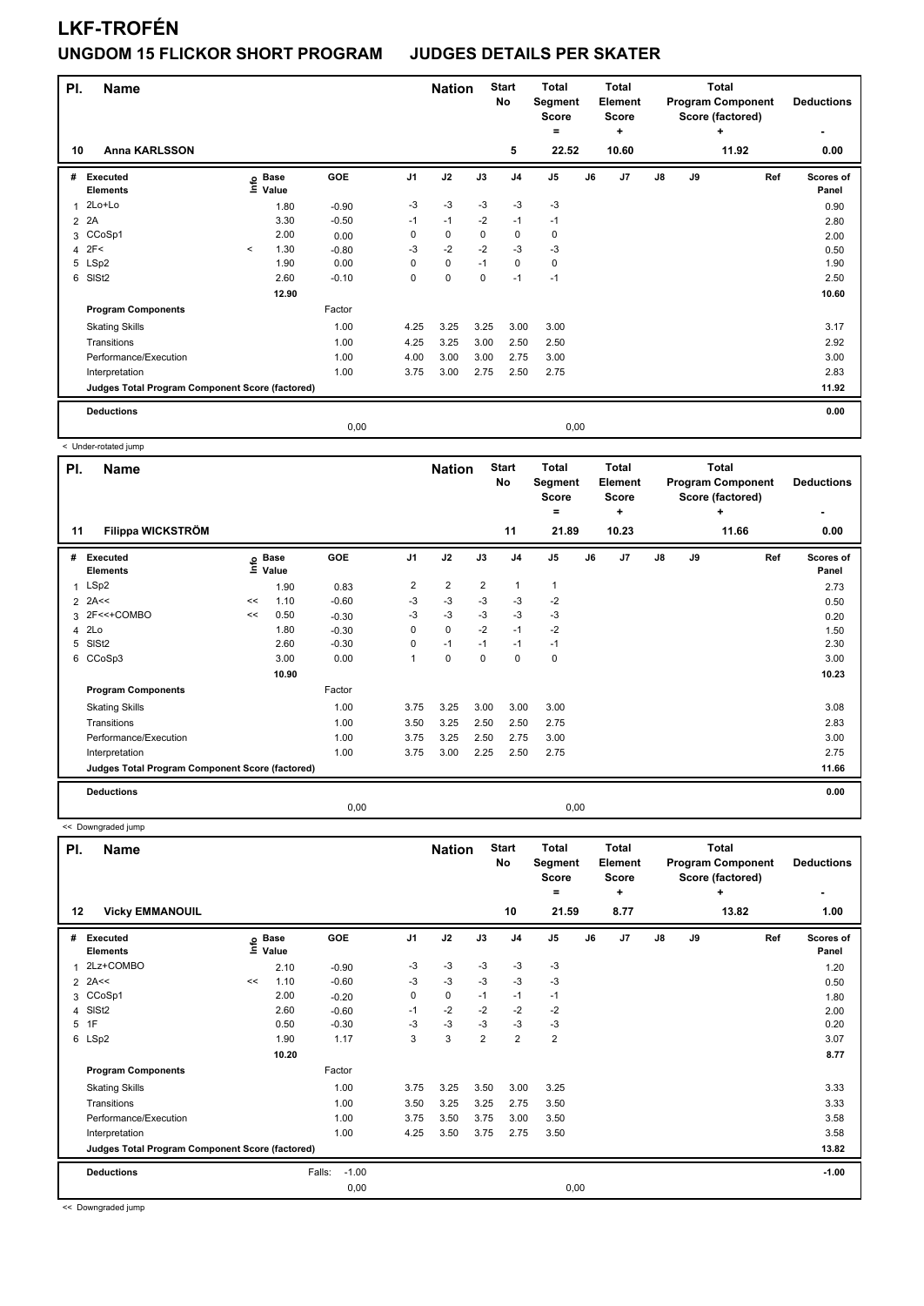# LKF-TROFÉN

## UNGDOM 15 FLICKOR SHORT PROGRAM JUDGES DETAILS PER SKATER

| Pl. | Name | Nation | Start No | Total Segment Score = | Total Element Score + | Total Program Component Score (factored) + | Deductions - |
|---|---|---|---|---|---|---|---|
| 10 | Anna KARLSSON | | 5 | 22.52 | 10.60 | 11.92 | 0.00 |

| # | Executed Elements | Info | Base Value | GOE | J1 | J2 | J3 | J4 | J5 | J6 | J7 | J8 | J9 | Ref | Scores of Panel |
|---|---|---|---|---|---|---|---|---|---|---|---|---|---|---|---|
| 1 | 2Lo+Lo | | 1.80 | -0.90 | -3 | -3 | -3 | -3 | -3 | | | | | | 0.90 |
| 2 | 2A | | 3.30 | -0.50 | -1 | -1 | -2 | -1 | -1 | | | | | | 2.80 |
| 3 | CCoSp1 | | 2.00 | 0.00 | 0 | 0 | 0 | 0 | 0 | | | | | | 2.00 |
| 4 | 2F< | < | 1.30 | -0.80 | -3 | -2 | -2 | -3 | -3 | | | | | | 0.50 |
| 5 | LSp2 | | 1.90 | 0.00 | 0 | 0 | -1 | 0 | 0 | | | | | | 1.90 |
| 6 | SlSt2 | | 2.60 | -0.10 | 0 | 0 | 0 | -1 | -1 | | | | | | 2.50 |
| | | | 12.90 | | | | | | | | | | | | 10.60 |
| | **Program Components** | | | Factor | | | | | | | | | | | |
| | Skating Skills | | | 1.00 | 4.25 | 3.25 | 3.25 | 3.00 | 3.00 | | | | | | 3.17 |
| | Transitions | | | 1.00 | 4.25 | 3.25 | 3.00 | 2.50 | 2.50 | | | | | | 2.92 |
| | Performance/Execution | | | 1.00 | 4.00 | 3.00 | 3.00 | 2.75 | 3.00 | | | | | | 3.00 |
| | Interpretation | | | 1.00 | 3.75 | 3.00 | 2.75 | 2.50 | 2.75 | | | | | | 2.83 |
| | **Judges Total Program Component Score (factored)** | | | | | | | | | | | | | | 11.92 |
| | **Deductions** | | | | | | | | | | | | | | 0.00 |
| | | | | 0,00 | | | | | 0,00 | | | | | | |

< Under-rotated jump

| Pl. | Name | Nation | Start No | Total Segment Score = | Total Element Score + | Total Program Component Score (factored) + | Deductions - |
|---|---|---|---|---|---|---|---|
| 11 | Filippa WICKSTRÖM | | 11 | 21.89 | 10.23 | 11.66 | 0.00 |

| # | Executed Elements | Info | Base Value | GOE | J1 | J2 | J3 | J4 | J5 | J6 | J7 | J8 | J9 | Ref | Scores of Panel |
|---|---|---|---|---|---|---|---|---|---|---|---|---|---|---|---|
| 1 | LSp2 | | 1.90 | 0.83 | 2 | 2 | 2 | 1 | 1 | | | | | | 2.73 |
| 2 | 2A<< | << | 1.10 | -0.60 | -3 | -3 | -3 | -3 | -2 | | | | | | 0.50 |
| 3 | 2F<<+COMBO | << | 0.50 | -0.30 | -3 | -3 | -3 | -3 | -3 | | | | | | 0.20 |
| 4 | 2Lo | | 1.80 | -0.30 | 0 | 0 | -2 | -1 | -2 | | | | | | 1.50 |
| 5 | SlSt2 | | 2.60 | -0.30 | 0 | -1 | -1 | -1 | -1 | | | | | | 2.30 |
| 6 | CCoSp3 | | 3.00 | 0.00 | 1 | 0 | 0 | 0 | 0 | | | | | | 3.00 |
| | | | 10.90 | | | | | | | | | | | | 10.23 |
| | **Program Components** | | | Factor | | | | | | | | | | | |
| | Skating Skills | | | 1.00 | 3.75 | 3.25 | 3.00 | 3.00 | 3.00 | | | | | | 3.08 |
| | Transitions | | | 1.00 | 3.50 | 3.25 | 2.50 | 2.50 | 2.75 | | | | | | 2.83 |
| | Performance/Execution | | | 1.00 | 3.75 | 3.25 | 2.50 | 2.75 | 3.00 | | | | | | 3.00 |
| | Interpretation | | | 1.00 | 3.75 | 3.00 | 2.25 | 2.50 | 2.75 | | | | | | 2.75 |
| | **Judges Total Program Component Score (factored)** | | | | | | | | | | | | | | 11.66 |
| | **Deductions** | | | | | | | | | | | | | | 0.00 |
| | | | | 0,00 | | | | | 0,00 | | | | | | |

<< Downgraded jump

| Pl. | Name | Nation | Start No | Total Segment Score = | Total Element Score + | Total Program Component Score (factored) + | Deductions - |
|---|---|---|---|---|---|---|---|
| 12 | Vicky EMMANOUIL | | 10 | 21.59 | 8.77 | 13.82 | 1.00 |

| # | Executed Elements | Info | Base Value | GOE | J1 | J2 | J3 | J4 | J5 | J6 | J7 | J8 | J9 | Ref | Scores of Panel |
|---|---|---|---|---|---|---|---|---|---|---|---|---|---|---|---|
| 1 | 2Lz+COMBO | | 2.10 | -0.90 | -3 | -3 | -3 | -3 | -3 | | | | | | 1.20 |
| 2 | 2A<< | << | 1.10 | -0.60 | -3 | -3 | -3 | -3 | -3 | | | | | | 0.50 |
| 3 | CCoSp1 | | 2.00 | -0.20 | 0 | 0 | -1 | -1 | -1 | | | | | | 1.80 |
| 4 | SlSt2 | | 2.60 | -0.60 | -1 | -2 | -2 | -2 | -2 | | | | | | 2.00 |
| 5 | 1F | | 0.50 | -0.30 | -3 | -3 | -3 | -3 | -3 | | | | | | 0.20 |
| 6 | LSp2 | | 1.90 | 1.17 | 3 | 3 | 2 | 2 | 2 | | | | | | 3.07 |
| | | | 10.20 | | | | | | | | | | | | 8.77 |
| | **Program Components** | | | Factor | | | | | | | | | | | |
| | Skating Skills | | | 1.00 | 3.75 | 3.25 | 3.50 | 3.00 | 3.25 | | | | | | 3.33 |
| | Transitions | | | 1.00 | 3.50 | 3.25 | 3.25 | 2.75 | 3.50 | | | | | | 3.33 |
| | Performance/Execution | | | 1.00 | 3.75 | 3.50 | 3.75 | 3.00 | 3.50 | | | | | | 3.58 |
| | Interpretation | | | 1.00 | 4.25 | 3.50 | 3.75 | 2.75 | 3.50 | | | | | | 3.58 |
| | **Judges Total Program Component Score (factored)** | | | | | | | | | | | | | | 13.82 |
| | **Deductions** | | | Falls: -1.00 | | | | | | | | | | | -1.00 |
| | | | | 0,00 | | | | | 0,00 | | | | | | |

<< Downgraded jump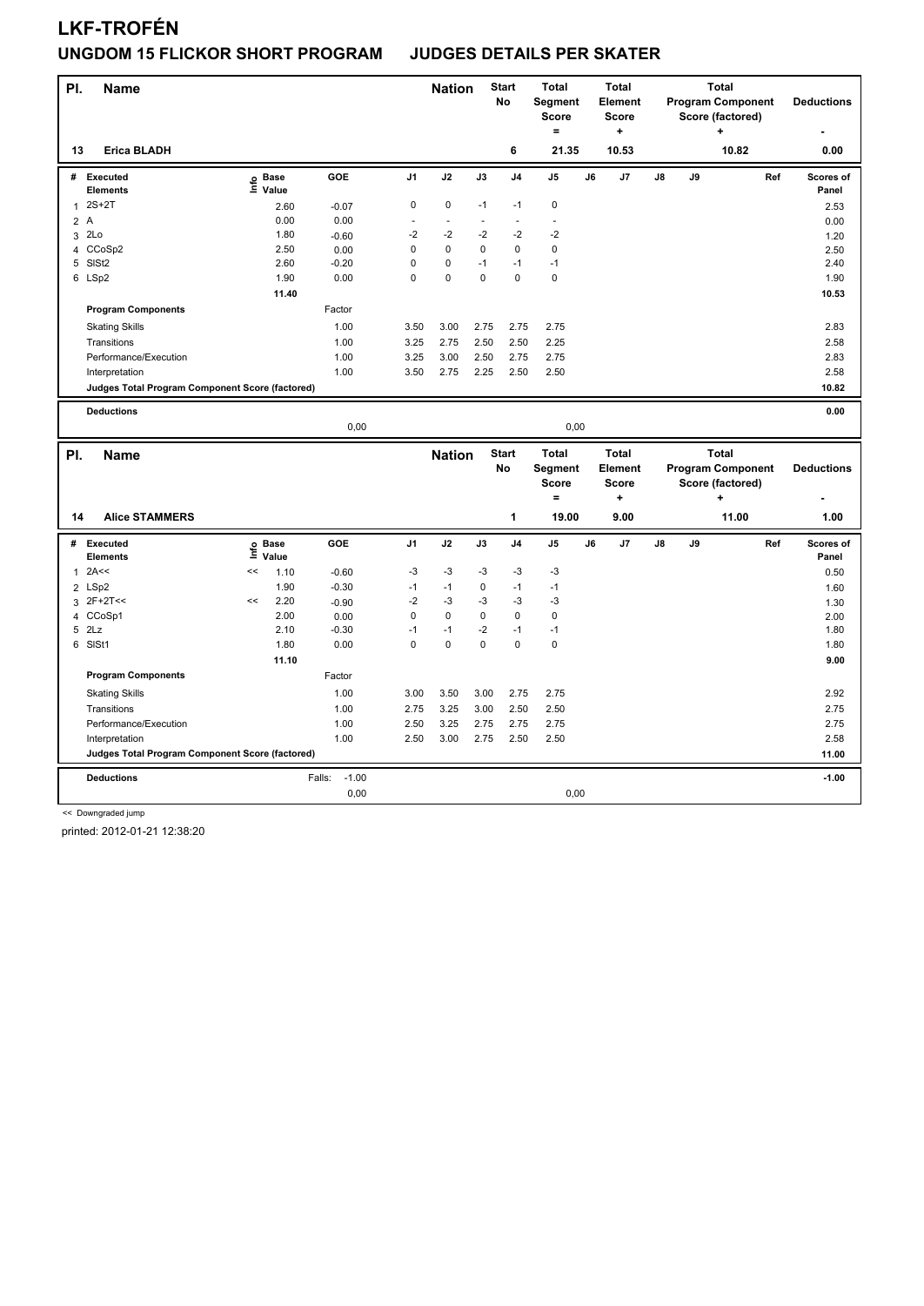# LKF-TROFÉN

## UNGDOM 15 FLICKOR SHORT PROGRAM JUDGES DETAILS PER SKATER

| Pl. | Name | Nation | Start No | Total Segment Score = | Total Element Score + | Total Program Component Score (factored) + | Deductions - |
|---|---|---|---|---|---|---|---|
| 13 | Erica BLADH | | 6 | 21.35 | 10.53 | 10.82 | 0.00 |

| # | Executed Elements | Info | Base Value | GOE | J1 | J2 | J3 | J4 | J5 | J6 | J7 | J8 | J9 | Ref | Scores of Panel |
|---|---|---|---|---|---|---|---|---|---|---|---|---|---|---|---|
| 1 | 2S+2T | | 2.60 | -0.07 | 0 | 0 | -1 | -1 | 0 | | | | | | 2.53 |
| 2 | A | | 0.00 | 0.00 | - | - | - | - | - | | | | | | 0.00 |
| 3 | 2Lo | | 1.80 | -0.60 | -2 | -2 | -2 | -2 | -2 | | | | | | 1.20 |
| 4 | CCoSp2 | | 2.50 | 0.00 | 0 | 0 | 0 | 0 | 0 | | | | | | 2.50 |
| 5 | SlSt2 | | 2.60 | -0.20 | 0 | 0 | -1 | -1 | -1 | | | | | | 2.40 |
| 6 | LSp2 | | 1.90 | 0.00 | 0 | 0 | 0 | 0 | 0 | | | | | | 1.90 |
| | | | 11.40 | | | | | | | | | | | | 10.53 |
| | **Program Components** | | | Factor | | | | | | | | | | | |
| | Skating Skills | | | 1.00 | 3.50 | 3.00 | 2.75 | 2.75 | 2.75 | | | | | | 2.83 |
| | Transitions | | | 1.00 | 3.25 | 2.75 | 2.50 | 2.50 | 2.25 | | | | | | 2.58 |
| | Performance/Execution | | | 1.00 | 3.25 | 3.00 | 2.50 | 2.75 | 2.75 | | | | | | 2.83 |
| | Interpretation | | | 1.00 | 3.50 | 2.75 | 2.25 | 2.50 | 2.50 | | | | | | 2.58 |
| | **Judges Total Program Component Score (factored)** | | | | | | | | | | | | | | 10.82 |
| | **Deductions** | | | | | | | | | | | | | | 0.00 |
| | | | | 0,00 | | | | | 0,00 | | | | | | |

| Pl. | Name | Nation | Start No | Total Segment Score = | Total Element Score + | Total Program Component Score (factored) + | Deductions - |
|---|---|---|---|---|---|---|---|
| 14 | Alice STAMMERS | | 1 | 19.00 | 9.00 | 11.00 | 1.00 |

| # | Executed Elements | Info | Base Value | GOE | J1 | J2 | J3 | J4 | J5 | J6 | J7 | J8 | J9 | Ref | Scores of Panel |
|---|---|---|---|---|---|---|---|---|---|---|---|---|---|---|---|
| 1 | 2A<< | << | 1.10 | -0.60 | -3 | -3 | -3 | -3 | -3 | | | | | | 0.50 |
| 2 | LSp2 | | 1.90 | -0.30 | -1 | -1 | 0 | -1 | -1 | | | | | | 1.60 |
| 3 | 2F+2T<< | << | 2.20 | -0.90 | -2 | -3 | -3 | -3 | -3 | | | | | | 1.30 |
| 4 | CCoSp1 | | 2.00 | 0.00 | 0 | 0 | 0 | 0 | 0 | | | | | | 2.00 |
| 5 | 2Lz | | 2.10 | -0.30 | -1 | -1 | -2 | -1 | -1 | | | | | | 1.80 |
| 6 | SlSt1 | | 1.80 | 0.00 | 0 | 0 | 0 | 0 | 0 | | | | | | 1.80 |
| | | | 11.10 | | | | | | | | | | | | 9.00 |
| | **Program Components** | | | Factor | | | | | | | | | | | |
| | Skating Skills | | | 1.00 | 3.00 | 3.50 | 3.00 | 2.75 | 2.75 | | | | | | 2.92 |
| | Transitions | | | 1.00 | 2.75 | 3.25 | 3.00 | 2.50 | 2.50 | | | | | | 2.75 |
| | Performance/Execution | | | 1.00 | 2.50 | 3.25 | 2.75 | 2.75 | 2.75 | | | | | | 2.75 |
| | Interpretation | | | 1.00 | 2.50 | 3.00 | 2.75 | 2.50 | 2.50 | | | | | | 2.58 |
| | **Judges Total Program Component Score (factored)** | | | | | | | | | | | | | | 11.00 |
| | **Deductions** | | Falls: | -1.00 | | | | | | | | | | | -1.00 |
| | | | | 0,00 | | | | | 0,00 | | | | | | |

<< Downgraded jump

printed: 2012-01-21 12:38:20